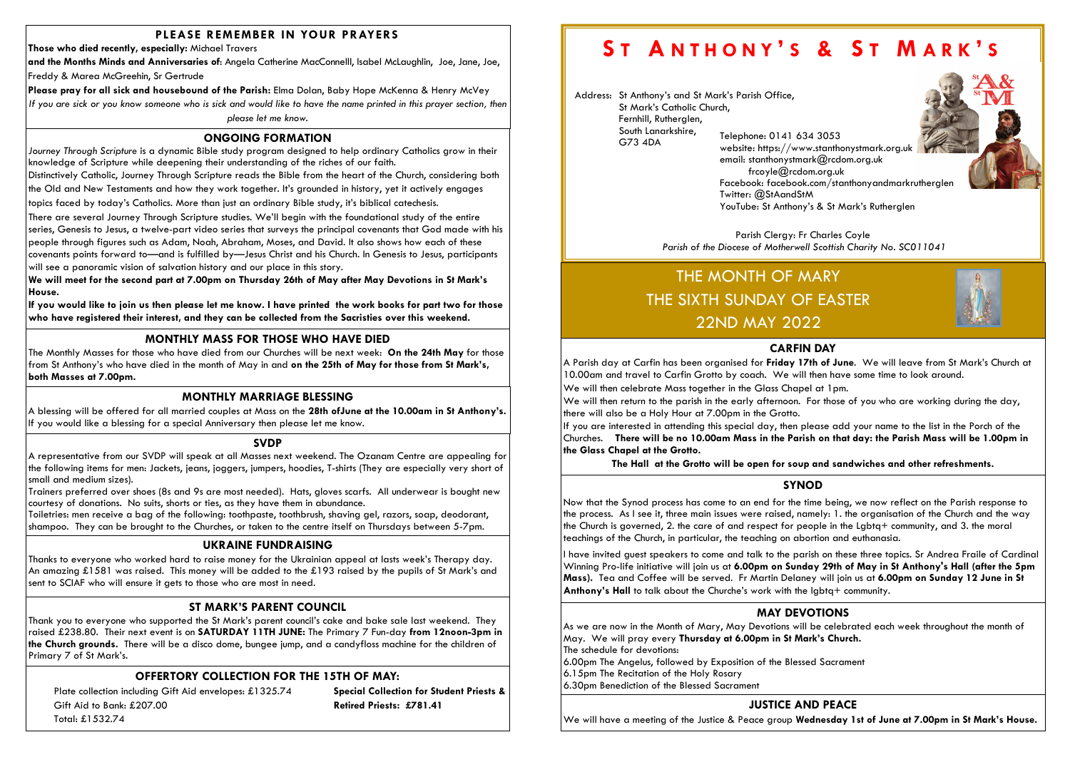## PLEASE REMEMBER IN YOUR PRAYERS

**Those who died recently, especially:** Michael Travers

**and the Months Minds and Anniversaries of:** Angela Catherine MacConnelll, Isabel McLaughlin, Joe, Jane, Joe, Freddy & Marea McGreehin, Sr Gertrude

**Please pray for all sick and housebound of the Parish:** Elma Dolan, Baby Hope McKenna & Henry McVey

*If you are sick or you know someone who is sick and would like to have the name printed in this prayer section, then please let me know.*

## ONGOING FORMATION

*Journey Through Scripture* is a dynamic Bible study program designed to help ordinary Catholics grow in their knowledge of Scripture while deepening their understanding of the riches of our faith.

Distinctively Catholic, Journey Through Scripture reads the Bible from the heart of the Church, considering both the Old and New Testaments and how they work together. It's grounded in history, yet it actively engages topics faced by today's Catholics. More than just an ordinary Bible study, it's biblical catechesis.

There are several Journey Through Scripture studies. We'll begin with the foundational study of the entire series, Genesis to Jesus, a twelve-part video series that surveys the principal covenants that God made with his people through figures such as Adam, Noah, Abraham, Moses, and David. It also shows how each of these covenants points forward to—and is fulfilled by—Jesus Christ and his Church. In Genesis to Jesus, participants will see a panoramic vision of salvation history and our place in this story.

**We will meet for the second part at 7.00pm on Thursday 26th of May after May Devotions in St Mark's House.**

**If you would like to join us then please let me know. I have printed the work books for part two for those who have registered their interest, and they can be collected from the Sacristies over this weekend.**

## MONTHLY MASS FOR THOSE WHO HAVE DIED

The Monthly Masses for those who have died from our Churches will be next week: **On the 24th May** for those from St Anthony's who have died in the month of May in and **on the 25th of May for those from St Mark's, both Masses at 7.00pm.**

## MONTHLY MARRIAGE BLESSING

A blessing will be offered for all married couples at Mass on the **28th ofJune at the 10.00am in St Anthony's.** If you would like a blessing for a special Anniversary then please let me know.

## SVDP

A representative from our SVDP will speak at all Masses next weekend. The Ozanam Centre are appealing for the following items for men: Jackets, jeans, joggers, jumpers, hoodies, T-shirts (They are especially very short of small and medium sizes).

Trainers preferred over shoes (8s and 9s are most needed). Hats, gloves scarfs. All underwear is bought new courtesy of donations. No suits, shorts or ties, as they have them in abundance.

Toiletries: men receive a bag of the following: toothpaste, toothbrush, shaving gel, razors, soap, deodorant, shampoo. They can be brought to the Churches, or taken to the centre itself on Thursdays between 5-7pm.

## UKRAINE FUNDRAISING

Thanks to everyone who worked hard to raise money for the Ukrainian appeal at lasts week's Therapy day. An amazing £1581 was raised. This money will be added to the £193 raised by the pupils of St Mark's and sent to SCIAF who will ensure it gets to those who are most in need.

## ST MARK'S PARENT COUNCIL

Thank you to everyone who supported the St Mark's parent council's cake and bake sale last weekend. They raised £238.80. Their next event is on **SATURDAY 11TH JUNE:** The Primary 7 Fun-day **from 12noon-3pm in the Church grounds.** There will be a disco dome, bungee jump, and a candyfloss machine for the children of Primary 7 of St Mark's.

## OFFERTORY COLLECTION FOR THE 15TH OF MAY:

Plate collection including Gift Aid envelopes: £1325.74
Gift Aid to Bank: £207.00
Total: £1532.74

**Special Collection for Student Priests & Retired Priests: £781.41**

# ST ANTHONY'S & ST MARK'S

Address: St Anthony's and St Mark's Parish Office,
St Mark's Catholic Church,
Fernhill, Rutherglen,
South Lanarkshire,
G73 4DA

Telephone: 0141 634 3053
website: https://www.stanthonystmark.org.uk
email: stanthonystmark@rcdom.org.uk
frcoyle@rcdom.org.uk
Facebook: facebook.com/stanthonyandmarkrutherglen
Twitter: @StAandStM
YouTube: St Anthony's & St Mark's Rutherglen

Parish Clergy: Fr Charles Coyle
*Parish of the Diocese of Motherwell Scottish Charity No. SC011041*

## THE MONTH OF MARY
## THE SIXTH SUNDAY OF EASTER
## 22ND MAY 2022

## CARFIN DAY

A Parish day at Carfin has been organised for **Friday 17th of June**. We will leave from St Mark's Church at 10.00am and travel to Carfin Grotto by coach. We will then have some time to look around.

We will then celebrate Mass together in the Glass Chapel at 1pm.

We will then return to the parish in the early afternoon. For those of you who are working during the day, there will also be a Holy Hour at 7.00pm in the Grotto.

If you are interested in attending this special day, then please add your name to the list in the Porch of the Churches. **There will be no 10.00am Mass in the Parish on that day: the Parish Mass will be 1.00pm in the Glass Chapel at the Grotto.**

**The Hall at the Grotto will be open for soup and sandwiches and other refreshments.**

## SYNOD

Now that the Synod process has come to an end for the time being, we now reflect on the Parish response to the process. As I see it, three main issues were raised, namely: 1. the organisation of the Church and the way the Church is governed, 2. the care of and respect for people in the Lgbtq+ community, and 3. the moral teachings of the Church, in particular, the teaching on abortion and euthanasia.

I have invited guest speakers to come and talk to the parish on these three topics. Sr Andrea Fraile of Cardinal Winning Pro-life initiative will join us at **6.00pm on Sunday 29th of May in St Anthony's Hall (after the 5pm Mass).** Tea and Coffee will be served. Fr Martin Delaney will join us at **6.00pm on Sunday 12 June in St Anthony's Hall** to talk about the Churche's work with the lgbtq+ community.

## MAY DEVOTIONS

As we are now in the Month of Mary, May Devotions will be celebrated each week throughout the month of May. We will pray every **Thursday at 6.00pm in St Mark's Church.**

The schedule for devotions:

6.00pm The Angelus, followed by Exposition of the Blessed Sacrament
6.15pm The Recitation of the Holy Rosary
6.30pm Benediction of the Blessed Sacrament

## JUSTICE AND PEACE

We will have a meeting of the Justice & Peace group **Wednesday 1st of June at 7.00pm in St Mark's House.**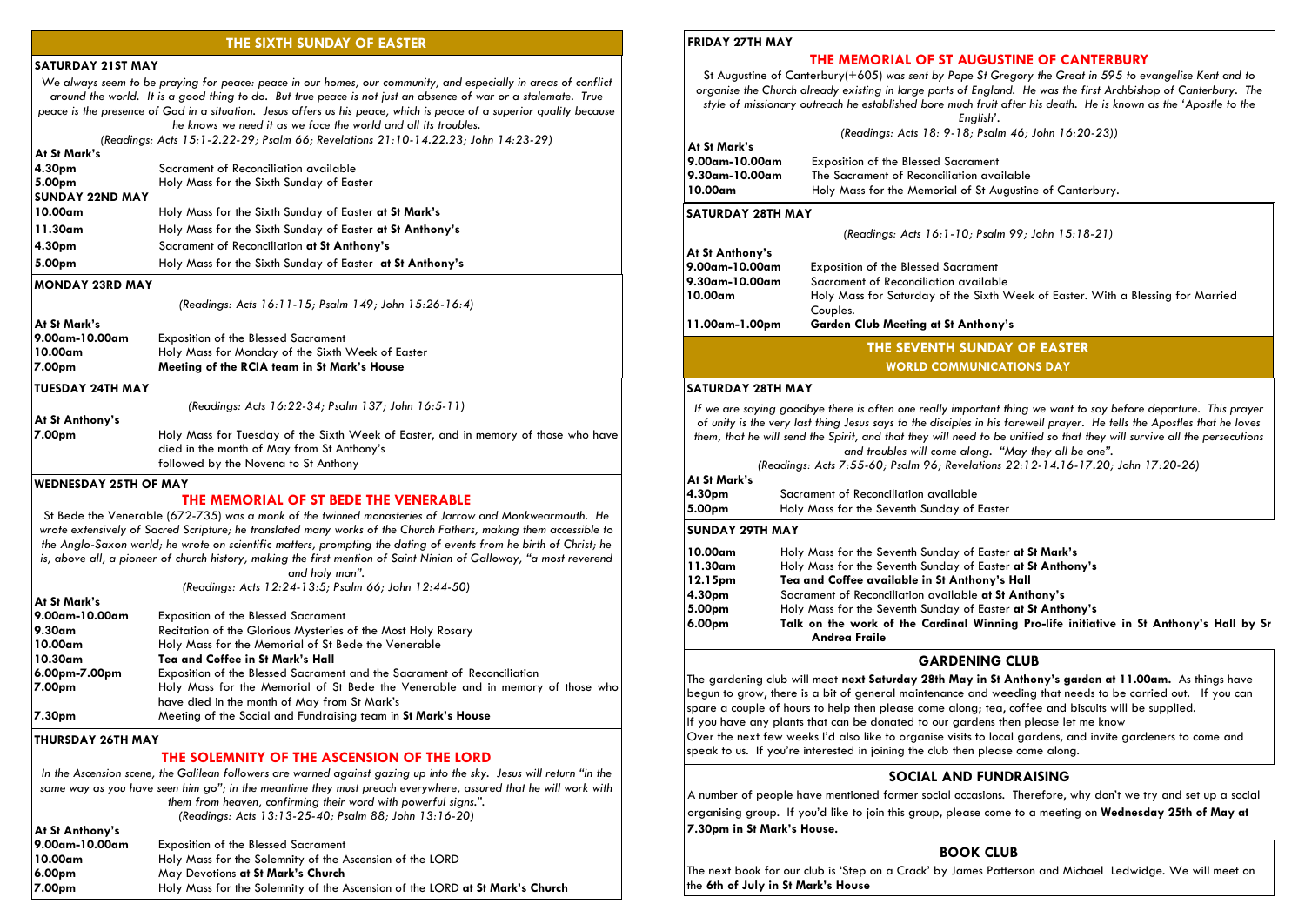## THE SIXTH SUNDAY OF EASTER

### SATURDAY 21ST MAY

*We always seem to be praying for peace: peace in our homes, our community, and especially in areas of conflict around the world. It is a good thing to do. But true peace is not just an absence of war or a stalemate. True peace is the presence of God in a situation. Jesus offers us his peace, which is peace of a superior quality because he knows we need it as we face the world and all its troubles.*

*(Readings: Acts 15:1-2.22-29; Psalm 66; Revelations 21:10-14.22.23; John 14:23-29)*

**At St Mark's**

| | |
|---|---|
| **4.30pm** | Sacrament of Reconciliation available |
| **5.00pm** | Holy Mass for the Sixth Sunday of Easter |

### SUNDAY 22ND MAY

| | |
|---|---|
| **10.00am** | Holy Mass for the Sixth Sunday of Easter **at St Mark's** |
| **11.30am** | Holy Mass for the Sixth Sunday of Easter **at St Anthony's** |
| **4.30pm** | Sacrament of Reconciliation **at St Anthony's** |
| **5.00pm** | Holy Mass for the Sixth Sunday of Easter **at St Anthony's** |

### MONDAY 23RD MAY

*(Readings: Acts 16:11-15; Psalm 149; John 15:26-16:4)*

**At St Mark's**

| | |
|---|---|
| **9.00am-10.00am** | Exposition of the Blessed Sacrament |
| **10.00am** | Holy Mass for Monday of the Sixth Week of Easter |
| **7.00pm** | **Meeting of the RCIA team in St Mark's House** |

### TUESDAY 24TH MAY

*(Readings: Acts 16:22-34; Psalm 137; John 16:5-11)*

**At St Anthony's**

| | |
|---|---|
| **7.00pm** | Holy Mass for Tuesday of the Sixth Week of Easter, and in memory of those who have died in the month of May from St Anthony's followed by the Novena to St Anthony |

### WEDNESDAY 25TH OF MAY

#### THE MEMORIAL OF ST BEDE THE VENERABLE

*St Bede the Venerable (672-735) was a monk of the twinned monasteries of Jarrow and Monkwearmouth. He wrote extensively of Sacred Scripture; he translated many works of the Church Fathers, making them accessible to the Anglo-Saxon world; he wrote on scientific matters, prompting the dating of events from he birth of Christ; he is, above all, a pioneer of church history, making the first mention of Saint Ninian of Galloway, "a most reverend and holy man".*

*(Readings: Acts 12:24-13:5; Psalm 66; John 12:44-50)*

**At St Mark's**

| | |
|---|---|
| **9.00am-10.00am** | Exposition of the Blessed Sacrament |
| **9.30am** | Recitation of the Glorious Mysteries of the Most Holy Rosary |
| **10.00am** | Holy Mass for the Memorial of St Bede the Venerable |
| **10.30am** | **Tea and Coffee in St Mark's Hall** |
| **6.00pm-7.00pm** | Exposition of the Blessed Sacrament and the Sacrament of Reconciliation |
| **7.00pm** | Holy Mass for the Memorial of St Bede the Venerable and in memory of those who have died in the month of May from St Mark's |
| **7.30pm** | Meeting of the Social and Fundraising team in **St Mark's House** |

### THURSDAY 26TH MAY

#### THE SOLEMNITY OF THE ASCENSION OF THE LORD

*In the Ascension scene, the Galilean followers are warned against gazing up into the sky. Jesus will return "in the same way as you have seen him go"; in the meantime they must preach everywhere, assured that he will work with them from heaven, confirming their word with powerful signs.".*

*(Readings: Acts 13:13-25-40; Psalm 88; John 13:16-20)*

**At St Anthony's**

| | |
|---|---|
| **9.00am-10.00am** | Exposition of the Blessed Sacrament |
| **10.00am** | Holy Mass for the Solemnity of the Ascension of the LORD |
| **6.00pm** | May Devotions **at St Mark's Church** |
| **7.00pm** | Holy Mass for the Solemnity of the Ascension of the LORD **at St Mark's Church** |

### FRIDAY 27TH MAY

#### THE MEMORIAL OF ST AUGUSTINE OF CANTERBURY

*St Augustine of Canterbury(+605) was sent by Pope St Gregory the Great in 595 to evangelise Kent and to organise the Church already existing in large parts of England. He was the first Archbishop of Canterbury. The style of missionary outreach he established bore much fruit after his death. He is known as the 'Apostle to the English'.*

*(Readings: Acts 18: 9-18; Psalm 46; John 16:20-23))*

**At St Mark's**

| | |
|---|---|
| **9.00am-10.00am** | Exposition of the Blessed Sacrament |
| **9.30am-10.00am** | The Sacrament of Reconciliation available |
| **10.00am** | Holy Mass for the Memorial of St Augustine of Canterbury. |

### SATURDAY 28TH MAY

*(Readings: Acts 16:1-10; Psalm 99; John 15:18-21)*

**At St Anthony's**

| | |
|---|---|
| **9.00am-10.00am** | Exposition of the Blessed Sacrament |
| **9.30am-10.00am** | Sacrament of Reconciliation available |
| **10.00am** | Holy Mass for Saturday of the Sixth Week of Easter. With a Blessing for Married Couples. |
| **11.00am-1.00pm** | **Garden Club Meeting at St Anthony's** |

## THE SEVENTH SUNDAY OF EASTER

**WORLD COMMUNICATIONS DAY**

### SATURDAY 28TH MAY

*If we are saying goodbye there is often one really important thing we want to say before departure. This prayer of unity is the very last thing Jesus says to the disciples in his farewell prayer. He tells the Apostles that he loves them, that he will send the Spirit, and that they will need to be unified so that they will survive all the persecutions and troubles will come along. "May they all be one".*

*(Readings: Acts 7:55-60; Psalm 96; Revelations 22:12-14.16-17.20; John 17:20-26)*

**At St Mark's**

| | |
|---|---|
| **4.30pm** | Sacrament of Reconciliation available |
| **5.00pm** | Holy Mass for the Seventh Sunday of Easter |

### SUNDAY 29TH MAY

| | |
|---|---|
| **10.00am** | Holy Mass for the Seventh Sunday of Easter **at St Mark's** |
| **11.30am** | Holy Mass for the Seventh Sunday of Easter **at St Anthony's** |
| **12.15pm** | **Tea and Coffee available in St Anthony's Hall** |
| **4.30pm** | Sacrament of Reconciliation available **at St Anthony's** |
| **5.00pm** | Holy Mass for the Seventh Sunday of Easter **at St Anthony's** |
| **6.00pm** | **Talk on the work of the Cardinal Winning Pro-life initiative in St Anthony's Hall by Sr Andrea Fraile** |

### GARDENING CLUB

The gardening club will meet **next Saturday 28th May in St Anthony's garden at 11.00am.** As things have begun to grow, there is a bit of general maintenance and weeding that needs to be carried out. If you can spare a couple of hours to help then please come along; tea, coffee and biscuits will be supplied.

If you have any plants that can be donated to our gardens then please let me know

Over the next few weeks I'd also like to organise visits to local gardens, and invite gardeners to come and speak to us. If you're interested in joining the club then please come along.

### SOCIAL AND FUNDRAISING

A number of people have mentioned former social occasions. Therefore, why don't we try and set up a social organising group. If you'd like to join this group, please come to a meeting on **Wednesday 25th of May at 7.30pm in St Mark's House.**

### BOOK CLUB

The next book for our club is 'Step on a Crack' by James Patterson and Michael Ledwidge. We will meet on the **6th of July in St Mark's House**